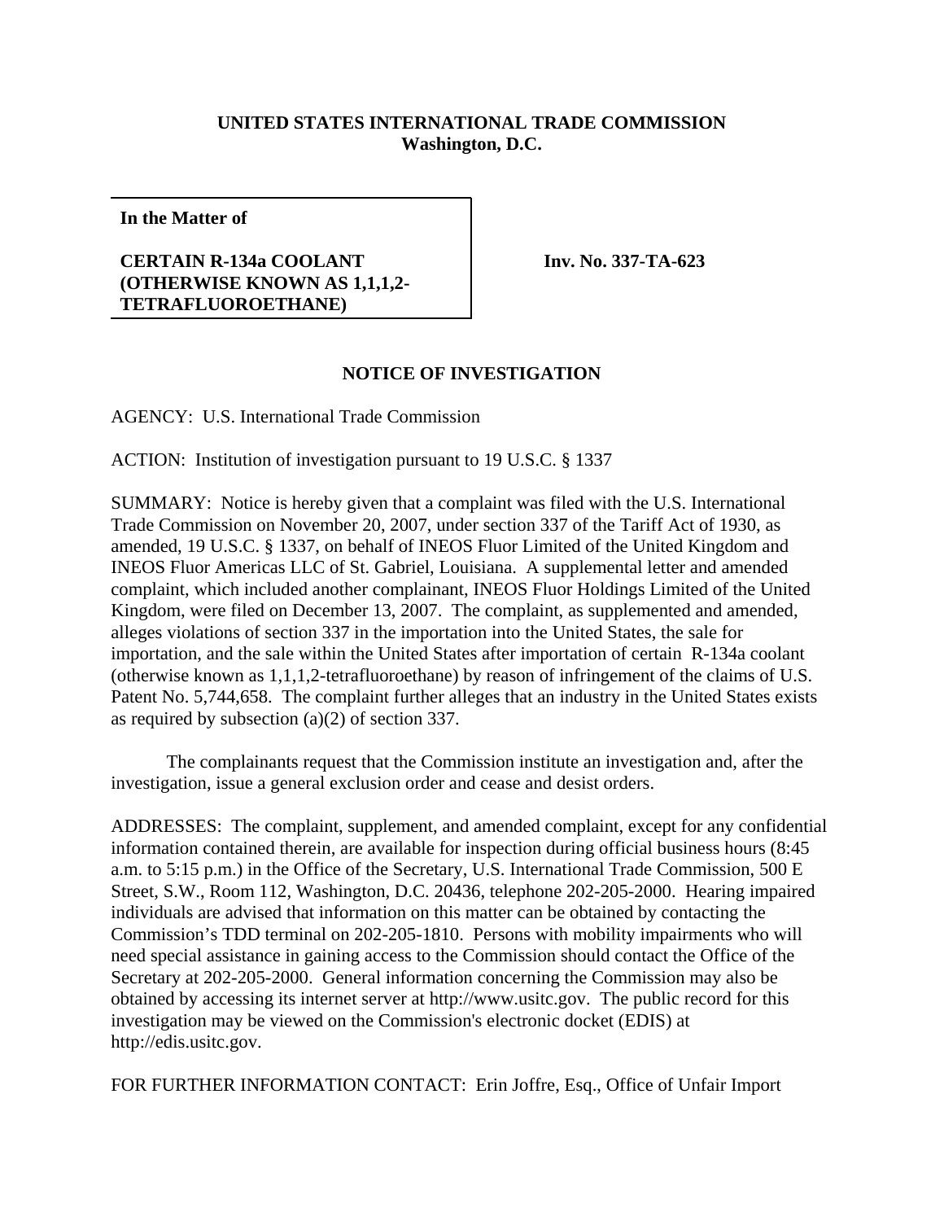**UNITED STATES INTERNATIONAL TRADE COMMISSION**
**Washington, D.C.**

| **In the Matter of**<br><br>**CERTAIN R-134a COOLANT (OTHERWISE KNOWN AS 1,1,1,2-TETRAFLUOROETHANE)** | **Inv. No. 337-TA-623** |
|---|---|

## NOTICE OF INVESTIGATION

AGENCY: U.S. International Trade Commission

ACTION: Institution of investigation pursuant to 19 U.S.C. § 1337

SUMMARY: Notice is hereby given that a complaint was filed with the U.S. International Trade Commission on November 20, 2007, under section 337 of the Tariff Act of 1930, as amended, 19 U.S.C. § 1337, on behalf of INEOS Fluor Limited of the United Kingdom and INEOS Fluor Americas LLC of St. Gabriel, Louisiana. A supplemental letter and amended complaint, which included another complainant, INEOS Fluor Holdings Limited of the United Kingdom, were filed on December 13, 2007. The complaint, as supplemented and amended, alleges violations of section 337 in the importation into the United States, the sale for importation, and the sale within the United States after importation of certain R-134a coolant (otherwise known as 1,1,1,2-tetrafluoroethane) by reason of infringement of the claims of U.S. Patent No. 5,744,658. The complaint further alleges that an industry in the United States exists as required by subsection (a)(2) of section 337.

The complainants request that the Commission institute an investigation and, after the investigation, issue a general exclusion order and cease and desist orders.

ADDRESSES: The complaint, supplement, and amended complaint, except for any confidential information contained therein, are available for inspection during official business hours (8:45 a.m. to 5:15 p.m.) in the Office of the Secretary, U.S. International Trade Commission, 500 E Street, S.W., Room 112, Washington, D.C. 20436, telephone 202-205-2000. Hearing impaired individuals are advised that information on this matter can be obtained by contacting the Commission's TDD terminal on 202-205-1810. Persons with mobility impairments who will need special assistance in gaining access to the Commission should contact the Office of the Secretary at 202-205-2000. General information concerning the Commission may also be obtained by accessing its internet server at http://www.usitc.gov. The public record for this investigation may be viewed on the Commission's electronic docket (EDIS) at http://edis.usitc.gov.

FOR FURTHER INFORMATION CONTACT: Erin Joffre, Esq., Office of Unfair Import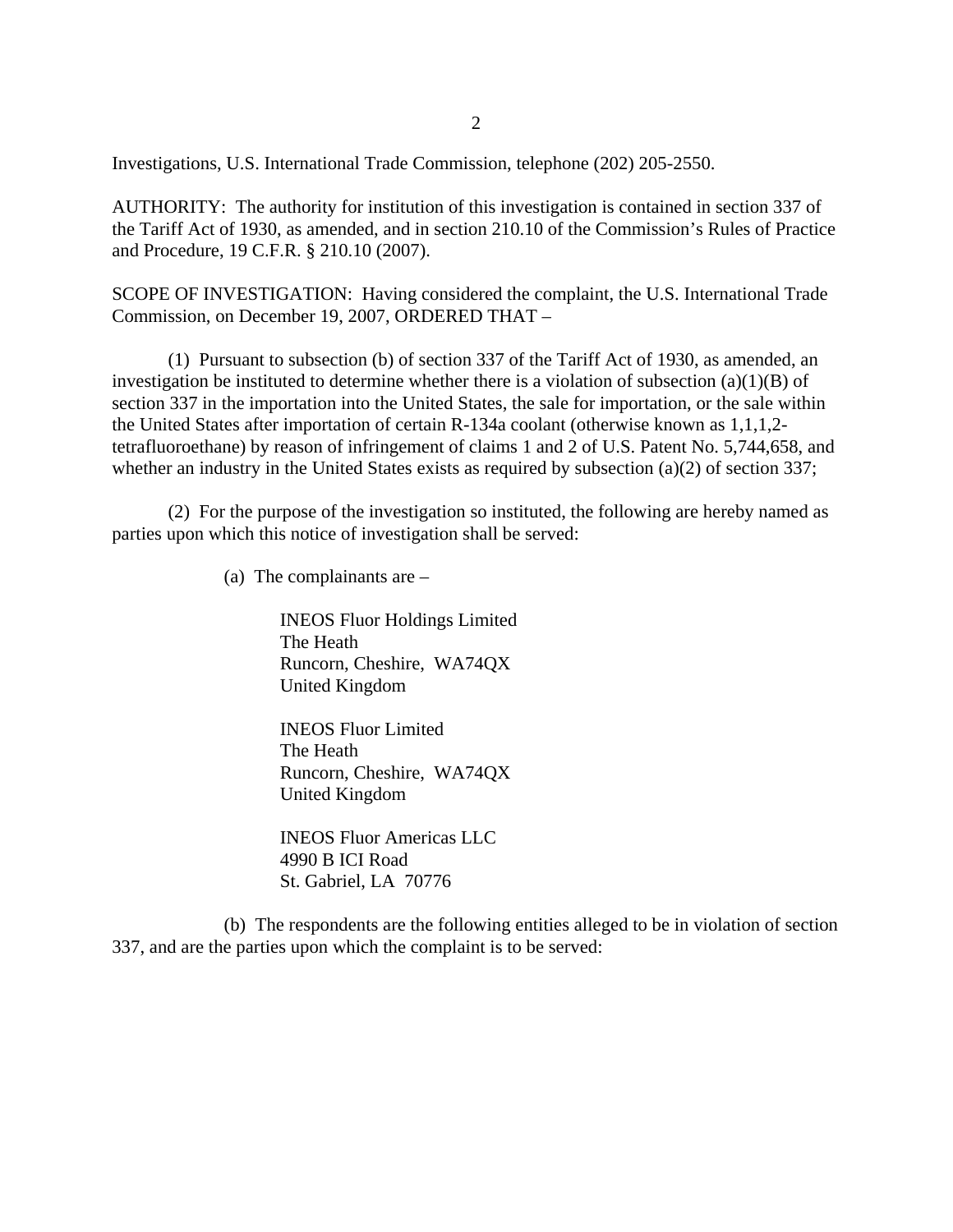Investigations, U.S. International Trade Commission, telephone (202) 205-2550.

AUTHORITY: The authority for institution of this investigation is contained in section 337 of the Tariff Act of 1930, as amended, and in section 210.10 of the Commission's Rules of Practice and Procedure, 19 C.F.R. § 210.10 (2007).

SCOPE OF INVESTIGATION: Having considered the complaint, the U.S. International Trade Commission, on December 19, 2007, ORDERED THAT –

(1) Pursuant to subsection (b) of section 337 of the Tariff Act of 1930, as amended, an investigation be instituted to determine whether there is a violation of subsection (a)(1)(B) of section 337 in the importation into the United States, the sale for importation, or the sale within the United States after importation of certain R-134a coolant (otherwise known as 1,1,1,2-tetrafluoroethane) by reason of infringement of claims 1 and 2 of U.S. Patent No. 5,744,658, and whether an industry in the United States exists as required by subsection (a)(2) of section 337;

(2) For the purpose of the investigation so instituted, the following are hereby named as parties upon which this notice of investigation shall be served:

(a) The complainants are –

INEOS Fluor Holdings Limited
The Heath
Runcorn, Cheshire, WA74QX
United Kingdom

INEOS Fluor Limited
The Heath
Runcorn, Cheshire, WA74QX
United Kingdom

INEOS Fluor Americas LLC
4990 B ICI Road
St. Gabriel, LA 70776

(b) The respondents are the following entities alleged to be in violation of section 337, and are the parties upon which the complaint is to be served: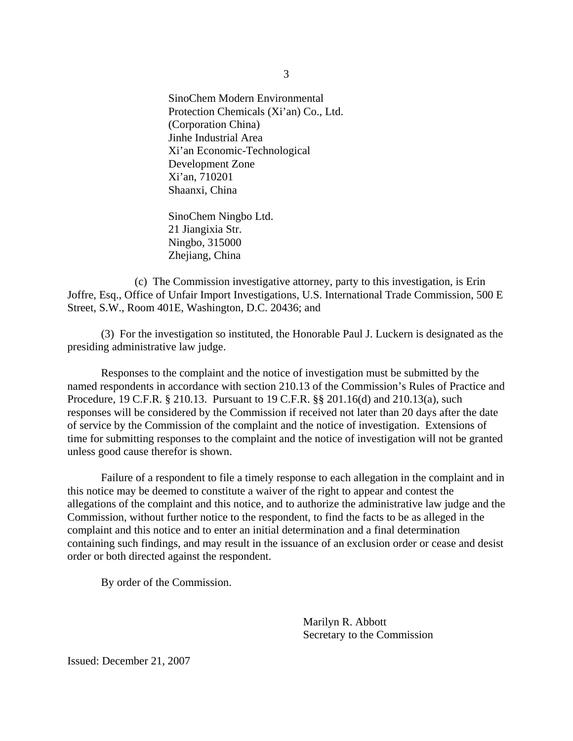SinoChem Modern Environmental
Protection Chemicals (Xi'an) Co., Ltd.
(Corporation China)
Jinhe Industrial Area
Xi'an Economic-Technological
Development Zone
Xi'an, 710201
Shaanxi, China

SinoChem Ningbo Ltd.
21 Jiangixia Str.
Ningbo, 315000
Zhejiang, China

(c) The Commission investigative attorney, party to this investigation, is Erin Joffre, Esq., Office of Unfair Import Investigations, U.S. International Trade Commission, 500 E Street, S.W., Room 401E, Washington, D.C. 20436; and

(3) For the investigation so instituted, the Honorable Paul J. Luckern is designated as the presiding administrative law judge.

Responses to the complaint and the notice of investigation must be submitted by the named respondents in accordance with section 210.13 of the Commission's Rules of Practice and Procedure, 19 C.F.R. § 210.13. Pursuant to 19 C.F.R. §§ 201.16(d) and 210.13(a), such responses will be considered by the Commission if received not later than 20 days after the date of service by the Commission of the complaint and the notice of investigation. Extensions of time for submitting responses to the complaint and the notice of investigation will not be granted unless good cause therefor is shown.

Failure of a respondent to file a timely response to each allegation in the complaint and in this notice may be deemed to constitute a waiver of the right to appear and contest the allegations of the complaint and this notice, and to authorize the administrative law judge and the Commission, without further notice to the respondent, to find the facts to be as alleged in the complaint and this notice and to enter an initial determination and a final determination containing such findings, and may result in the issuance of an exclusion order or cease and desist order or both directed against the respondent.

By order of the Commission.

Marilyn R. Abbott
Secretary to the Commission

Issued: December 21, 2007